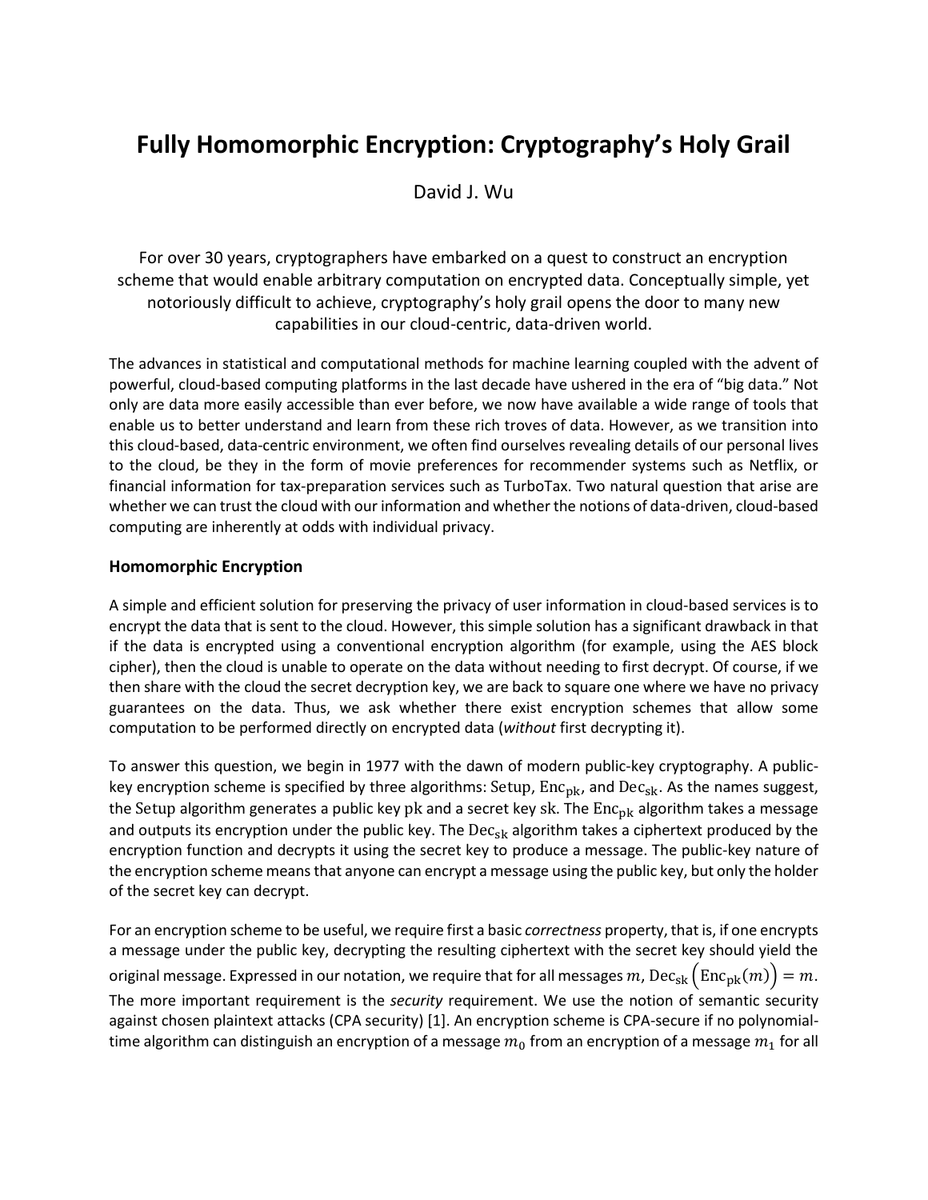# Fully Homomorphic Encryption: Cryptography's Holy Grail

David J. Wu

For over 30 years, cryptographers have embarked on a quest to construct an encryption scheme that would enable arbitrary computation on encrypted data. Conceptually simple, yet notoriously difficult to achieve, cryptography's holy grail opens the door to many new capabilities in our cloud-centric, data-driven world.

The advances in statistical and computational methods for machine learning coupled with the advent of powerful, cloud-based computing platforms in the last decade have ushered in the era of "big data." Not only are data more easily accessible than ever before, we now have available a wide range of tools that enable us to better understand and learn from these rich troves of data. However, as we transition into this cloud-based, data-centric environment, we often find ourselves revealing details of our personal lives to the cloud, be they in the form of movie preferences for recommender systems such as Netflix, or financial information for tax-preparation services such as TurboTax. Two natural question that arise are whether we can trust the cloud with our information and whether the notions of data-driven, cloud-based computing are inherently at odds with individual privacy.

### Homomorphic Encryption

A simple and efficient solution for preserving the privacy of user information in cloud-based services is to encrypt the data that is sent to the cloud. However, this simple solution has a significant drawback in that if the data is encrypted using a conventional encryption algorithm (for example, using the AES block cipher), then the cloud is unable to operate on the data without needing to first decrypt. Of course, if we then share with the cloud the secret decryption key, we are back to square one where we have no privacy guarantees on the data. Thus, we ask whether there exist encryption schemes that allow some computation to be performed directly on encrypted data (*without* first decrypting it).

To answer this question, we begin in 1977 with the dawn of modern public-key cryptography. A public-key encryption scheme is specified by three algorithms: $\mathrm{Setup}$, $\mathrm{Enc}_{\mathrm{pk}}$, and $\mathrm{Dec}_{\mathrm{sk}}$. As the names suggest, the $\mathrm{Setup}$ algorithm generates a public key $\mathrm{pk}$ and a secret key $\mathrm{sk}$. The $\mathrm{Enc}_{\mathrm{pk}}$ algorithm takes a message and outputs its encryption under the public key. The $\mathrm{Dec}_{\mathrm{sk}}$ algorithm takes a ciphertext produced by the encryption function and decrypts it using the secret key to produce a message. The public-key nature of the encryption scheme means that anyone can encrypt a message using the public key, but only the holder of the secret key can decrypt.

For an encryption scheme to be useful, we require first a basic *correctness* property, that is, if one encrypts a message under the public key, decrypting the resulting ciphertext with the secret key should yield the original message. Expressed in our notation, we require that for all messages $m$, $\mathrm{Dec}_{\mathrm{sk}}\left(\mathrm{Enc}_{\mathrm{pk}}(m)\right) = m$. The more important requirement is the *security* requirement. We use the notion of semantic security against chosen plaintext attacks (CPA security) [1]. An encryption scheme is CPA-secure if no polynomial-time algorithm can distinguish an encryption of a message $m_0$ from an encryption of a message $m_1$ for all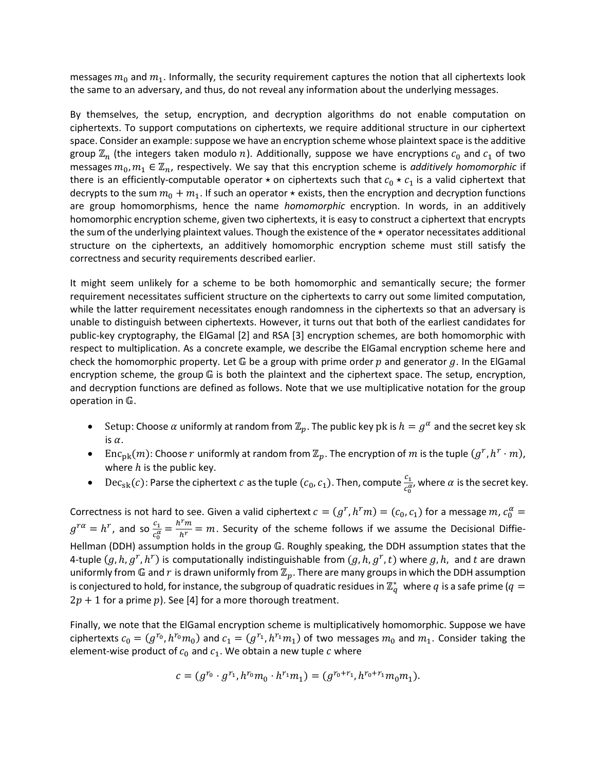messages $m_0$ and $m_1$. Informally, the security requirement captures the notion that all ciphertexts look the same to an adversary, and thus, do not reveal any information about the underlying messages.

By themselves, the setup, encryption, and decryption algorithms do not enable computation on ciphertexts. To support computations on ciphertexts, we require additional structure in our ciphertext space. Consider an example: suppose we have an encryption scheme whose plaintext space is the additive group $\mathbb{Z}_n$ (the integers taken modulo $n$). Additionally, suppose we have encryptions $c_0$ and $c_1$ of two messages $m_0, m_1 \in \mathbb{Z}_n$, respectively. We say that this encryption scheme is *additively homomorphic* if there is an efficiently-computable operator $\star$ on ciphertexts such that $c_0 \star c_1$ is a valid ciphertext that decrypts to the sum $m_0 + m_1$. If such an operator $\star$ exists, then the encryption and decryption functions are group homomorphisms, hence the name *homomorphic* encryption. In words, in an additively homomorphic encryption scheme, given two ciphertexts, it is easy to construct a ciphertext that encrypts the sum of the underlying plaintext values. Though the existence of the $\star$ operator necessitates additional structure on the ciphertexts, an additively homomorphic encryption scheme must still satisfy the correctness and security requirements described earlier.

It might seem unlikely for a scheme to be both homomorphic and semantically secure; the former requirement necessitates sufficient structure on the ciphertexts to carry out some limited computation, while the latter requirement necessitates enough randomness in the ciphertexts so that an adversary is unable to distinguish between ciphertexts. However, it turns out that both of the earliest candidates for public-key cryptography, the ElGamal [2] and RSA [3] encryption schemes, are both homomorphic with respect to multiplication. As a concrete example, we describe the ElGamal encryption scheme here and check the homomorphic property. Let $\mathbb{G}$ be a group with prime order $p$ and generator $g$. In the ElGamal encryption scheme, the group $\mathbb{G}$ is both the plaintext and the ciphertext space. The setup, encryption, and decryption functions are defined as follows. Note that we use multiplicative notation for the group operation in $\mathbb{G}$.

- Setup: Choose $\alpha$ uniformly at random from $\mathbb{Z}_p$. The public key pk is $h = g^\alpha$ and the secret key sk is $\alpha$.
- $\text{Enc}_{\text{pk}}(m)$: Choose $r$ uniformly at random from $\mathbb{Z}_p$. The encryption of $m$ is the tuple $(g^r, h^r \cdot m)$, where $h$ is the public key.
- $\text{Dec}_{\text{sk}}(c)$: Parse the ciphertext $c$ as the tuple $(c_0, c_1)$. Then, compute $\frac{c_1}{c_0^\alpha}$, where $\alpha$ is the secret key.

Correctness is not hard to see. Given a valid ciphertext $c = (g^r, h^r m) = (c_0, c_1)$ for a message $m$, $c_0^\alpha = g^{r\alpha} = h^r$, and so $\frac{c_1}{c_0^\alpha} = \frac{h^r m}{h^r} = m$. Security of the scheme follows if we assume the Decisional Diffie-Hellman (DDH) assumption holds in the group $\mathbb{G}$. Roughly speaking, the DDH assumption states that the 4-tuple $(g, h, g^r, h^r)$ is computationally indistinguishable from $(g, h, g^r, t)$ where $g, h,$ and $t$ are drawn uniformly from $\mathbb{G}$ and $r$ is drawn uniformly from $\mathbb{Z}_p$. There are many groups in which the DDH assumption is conjectured to hold, for instance, the subgroup of quadratic residues in $\mathbb{Z}_q^*$ where $q$ is a safe prime ($q = 2p + 1$ for a prime $p$). See [4] for a more thorough treatment.

Finally, we note that the ElGamal encryption scheme is multiplicatively homomorphic. Suppose we have ciphertexts $c_0 = (g^{r_0}, h^{r_0} m_0)$ and $c_1 = (g^{r_1}, h^{r_1} m_1)$ of two messages $m_0$ and $m_1$. Consider taking the element-wise product of $c_0$ and $c_1$. We obtain a new tuple $c$ where

$$c = (g^{r_0} \cdot g^{r_1}, h^{r_0} m_0 \cdot h^{r_1} m_1) = (g^{r_0 + r_1}, h^{r_0 + r_1} m_0 m_1).$$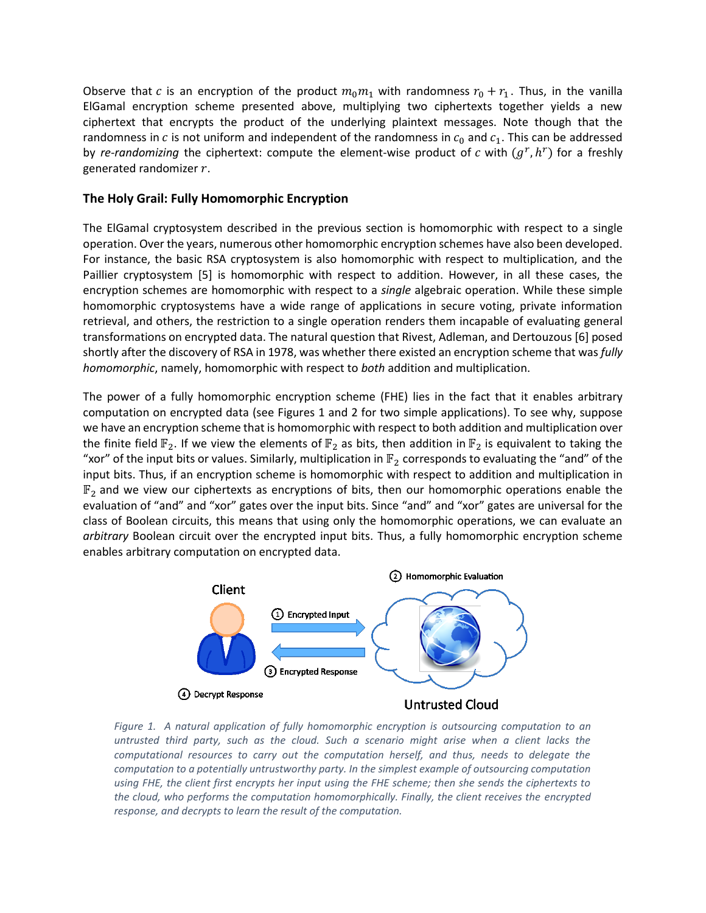Observe that $c$ is an encryption of the product $m_0 m_1$ with randomness $r_0 + r_1$. Thus, in the vanilla ElGamal encryption scheme presented above, multiplying two ciphertexts together yields a new ciphertext that encrypts the product of the underlying plaintext messages. Note though that the randomness in $c$ is not uniform and independent of the randomness in $c_0$ and $c_1$. This can be addressed by *re-randomizing* the ciphertext: compute the element-wise product of $c$ with $(g^r, h^r)$ for a freshly generated randomizer $r$.

## The Holy Grail: Fully Homomorphic Encryption

The ElGamal cryptosystem described in the previous section is homomorphic with respect to a single operation. Over the years, numerous other homomorphic encryption schemes have also been developed. For instance, the basic RSA cryptosystem is also homomorphic with respect to multiplication, and the Paillier cryptosystem [5] is homomorphic with respect to addition. However, in all these cases, the encryption schemes are homomorphic with respect to a *single* algebraic operation. While these simple homomorphic cryptosystems have a wide range of applications in secure voting, private information retrieval, and others, the restriction to a single operation renders them incapable of evaluating general transformations on encrypted data. The natural question that Rivest, Adleman, and Dertouzous [6] posed shortly after the discovery of RSA in 1978, was whether there existed an encryption scheme that was *fully homomorphic*, namely, homomorphic with respect to *both* addition and multiplication.

The power of a fully homomorphic encryption scheme (FHE) lies in the fact that it enables arbitrary computation on encrypted data (see Figures 1 and 2 for two simple applications). To see why, suppose we have an encryption scheme that is homomorphic with respect to both addition and multiplication over the finite field $\mathbb{F}_2$. If we view the elements of $\mathbb{F}_2$ as bits, then addition in $\mathbb{F}_2$ is equivalent to taking the "xor" of the input bits or values. Similarly, multiplication in $\mathbb{F}_2$ corresponds to evaluating the "and" of the input bits. Thus, if an encryption scheme is homomorphic with respect to addition and multiplication in $\mathbb{F}_2$ and we view our ciphertexts as encryptions of bits, then our homomorphic operations enable the evaluation of "and" and "xor" gates over the input bits. Since "and" and "xor" gates are universal for the class of Boolean circuits, this means that using only the homomorphic operations, we can evaluate an *arbitrary* Boolean circuit over the encrypted input bits. Thus, a fully homomorphic encryption scheme enables arbitrary computation on encrypted data.

Client

① Encrypted Input

② Homomorphic Evaluation

③ Encrypted Response

④ Decrypt Response

Untrusted Cloud

*Figure 1. A natural application of fully homomorphic encryption is outsourcing computation to an untrusted third party, such as the cloud. Such a scenario might arise when a client lacks the computational resources to carry out the computation herself, and thus, needs to delegate the computation to a potentially untrustworthy party. In the simplest example of outsourcing computation using FHE, the client first encrypts her input using the FHE scheme; then she sends the ciphertexts to the cloud, who performs the computation homomorphically. Finally, the client receives the encrypted response, and decrypts to learn the result of the computation.*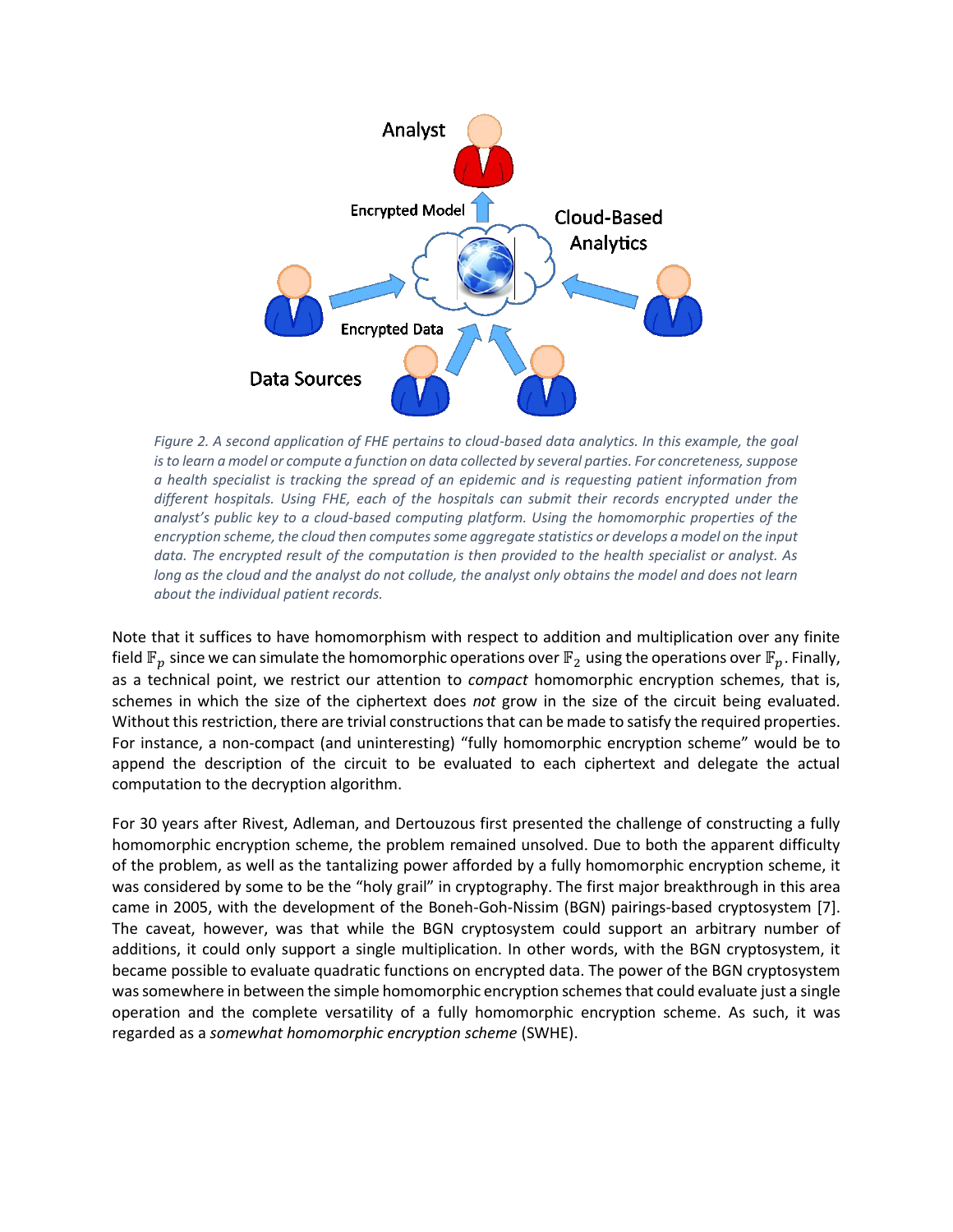*Figure 2. A second application of FHE pertains to cloud-based data analytics. In this example, the goal is to learn a model or compute a function on data collected by several parties. For concreteness, suppose a health specialist is tracking the spread of an epidemic and is requesting patient information from different hospitals. Using FHE, each of the hospitals can submit their records encrypted under the analyst's public key to a cloud-based computing platform. Using the homomorphic properties of the encryption scheme, the cloud then computes some aggregate statistics or develops a model on the input data. The encrypted result of the computation is then provided to the health specialist or analyst. As long as the cloud and the analyst do not collude, the analyst only obtains the model and does not learn about the individual patient records.*

Note that it suffices to have homomorphism with respect to addition and multiplication over any finite field $\mathbb{F}_p$ since we can simulate the homomorphic operations over $\mathbb{F}_2$ using the operations over $\mathbb{F}_p$. Finally, as a technical point, we restrict our attention to *compact* homomorphic encryption schemes, that is, schemes in which the size of the ciphertext does *not* grow in the size of the circuit being evaluated. Without this restriction, there are trivial constructions that can be made to satisfy the required properties. For instance, a non-compact (and uninteresting) "fully homomorphic encryption scheme" would be to append the description of the circuit to be evaluated to each ciphertext and delegate the actual computation to the decryption algorithm.

For 30 years after Rivest, Adleman, and Dertouzous first presented the challenge of constructing a fully homomorphic encryption scheme, the problem remained unsolved. Due to both the apparent difficulty of the problem, as well as the tantalizing power afforded by a fully homomorphic encryption scheme, it was considered by some to be the "holy grail" in cryptography. The first major breakthrough in this area came in 2005, with the development of the Boneh-Goh-Nissim (BGN) pairings-based cryptosystem [7]. The caveat, however, was that while the BGN cryptosystem could support an arbitrary number of additions, it could only support a single multiplication. In other words, with the BGN cryptosystem, it became possible to evaluate quadratic functions on encrypted data. The power of the BGN cryptosystem was somewhere in between the simple homomorphic encryption schemes that could evaluate just a single operation and the complete versatility of a fully homomorphic encryption scheme. As such, it was regarded as a *somewhat homomorphic encryption scheme* (SWHE).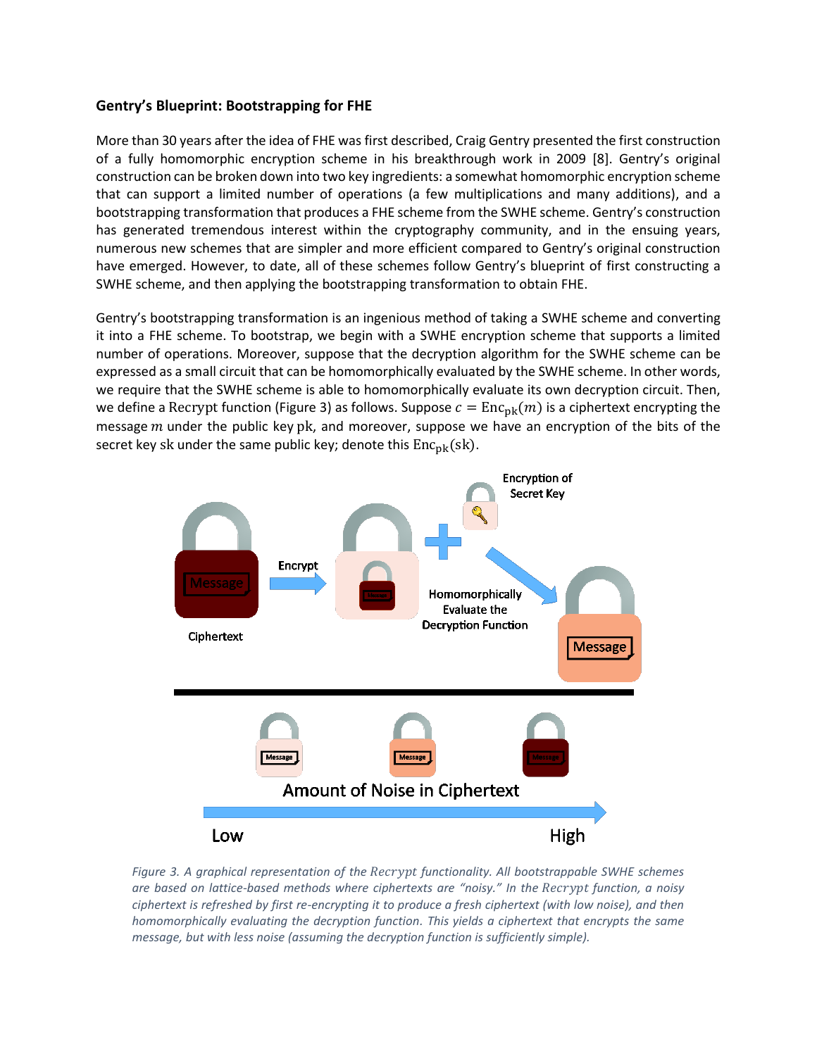### Gentry's Blueprint: Bootstrapping for FHE

More than 30 years after the idea of FHE was first described, Craig Gentry presented the first construction of a fully homomorphic encryption scheme in his breakthrough work in 2009 [8]. Gentry's original construction can be broken down into two key ingredients: a somewhat homomorphic encryption scheme that can support a limited number of operations (a few multiplications and many additions), and a bootstrapping transformation that produces a FHE scheme from the SWHE scheme. Gentry's construction has generated tremendous interest within the cryptography community, and in the ensuing years, numerous new schemes that are simpler and more efficient compared to Gentry's original construction have emerged. However, to date, all of these schemes follow Gentry's blueprint of first constructing a SWHE scheme, and then applying the bootstrapping transformation to obtain FHE.

Gentry's bootstrapping transformation is an ingenious method of taking a SWHE scheme and converting it into a FHE scheme. To bootstrap, we begin with a SWHE encryption scheme that supports a limited number of operations. Moreover, suppose that the decryption algorithm for the SWHE scheme can be expressed as a small circuit that can be homomorphically evaluated by the SWHE scheme. In other words, we require that the SWHE scheme is able to homomorphically evaluate its own decryption circuit. Then, we define a $\mathrm{Recrypt}$ function (Figure 3) as follows. Suppose $c = \mathrm{Enc}_{\mathrm{pk}}(m)$ is a ciphertext encrypting the message $m$ under the public key $\mathrm{pk}$, and moreover, suppose we have an encryption of the bits of the secret key $\mathrm{sk}$ under the same public key; denote this $\mathrm{Enc}_{\mathrm{pk}}(\mathrm{sk})$.

*Figure 3. A graphical representation of the $\mathrm{Recrypt}$ functionality. All bootstrappable SWHE schemes are based on lattice-based methods where ciphertexts are "noisy." In the $\mathrm{Recrypt}$ function, a noisy ciphertext is refreshed by first re-encrypting it to produce a fresh ciphertext (with low noise), and then homomorphically evaluating the decryption function. This yields a ciphertext that encrypts the same message, but with less noise (assuming the decryption function is sufficiently simple).*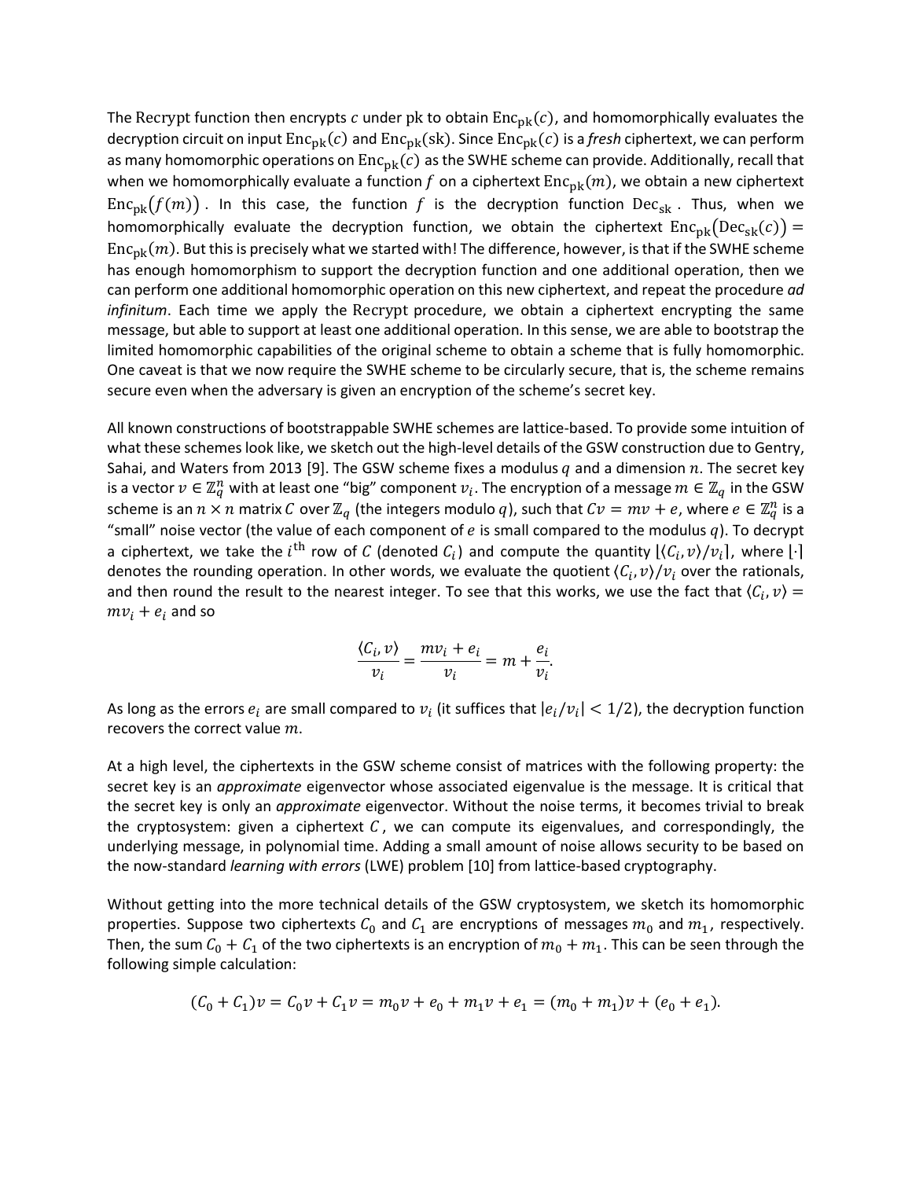The $\text{Recrypt}$ function then encrypts $c$ under pk to obtain $\text{Enc}_{\text{pk}}(c)$, and homomorphically evaluates the decryption circuit on input $\text{Enc}_{\text{pk}}(c)$ and $\text{Enc}_{\text{pk}}(\text{sk})$. Since $\text{Enc}_{\text{pk}}(c)$ is a *fresh* ciphertext, we can perform as many homomorphic operations on $\text{Enc}_{\text{pk}}(c)$ as the SWHE scheme can provide. Additionally, recall that when we homomorphically evaluate a function $f$ on a ciphertext $\text{Enc}_{\text{pk}}(m)$, we obtain a new ciphertext $\text{Enc}_{\text{pk}}(f(m))$. In this case, the function $f$ is the decryption function $\text{Dec}_{\text{sk}}$. Thus, when we homomorphically evaluate the decryption function, we obtain the ciphertext $\text{Enc}_{\text{pk}}(\text{Dec}_{\text{sk}}(c)) = \text{Enc}_{\text{pk}}(m)$. But this is precisely what we started with! The difference, however, is that if the SWHE scheme has enough homomorphism to support the decryption function and one additional operation, then we can perform one additional homomorphic operation on this new ciphertext, and repeat the procedure *ad infinitum*. Each time we apply the $\text{Recrypt}$ procedure, we obtain a ciphertext encrypting the same message, but able to support at least one additional operation. In this sense, we are able to bootstrap the limited homomorphic capabilities of the original scheme to obtain a scheme that is fully homomorphic. One caveat is that we now require the SWHE scheme to be circularly secure, that is, the scheme remains secure even when the adversary is given an encryption of the scheme's secret key.

All known constructions of bootstrappable SWHE schemes are lattice-based. To provide some intuition of what these schemes look like, we sketch out the high-level details of the GSW construction due to Gentry, Sahai, and Waters from 2013 [9]. The GSW scheme fixes a modulus $q$ and a dimension $n$. The secret key is a vector $v \in \mathbb{Z}_q^n$ with at least one "big" component $v_i$. The encryption of a message $m \in \mathbb{Z}_q$ in the GSW scheme is an $n \times n$ matrix $C$ over $\mathbb{Z}_q$ (the integers modulo $q$), such that $Cv = mv + e$, where $e \in \mathbb{Z}_q^n$ is a "small" noise vector (the value of each component of $e$ is small compared to the modulus $q$). To decrypt a ciphertext, we take the $i^{\text{th}}$ row of $C$ (denoted $C_i$) and compute the quantity $\lfloor \langle C_i, v \rangle / v_i \rceil$, where $\lfloor \cdot \rceil$ denotes the rounding operation. In other words, we evaluate the quotient $\langle C_i, v \rangle / v_i$ over the rationals, and then round the result to the nearest integer. To see that this works, we use the fact that $\langle C_i, v \rangle = mv_i + e_i$ and so

$$\frac{\langle C_i, v \rangle}{v_i} = \frac{mv_i + e_i}{v_i} = m + \frac{e_i}{v_i}.$$

As long as the errors $e_i$ are small compared to $v_i$ (it suffices that $|e_i/v_i| < 1/2$), the decryption function recovers the correct value $m$.

At a high level, the ciphertexts in the GSW scheme consist of matrices with the following property: the secret key is an *approximate* eigenvector whose associated eigenvalue is the message. It is critical that the secret key is only an *approximate* eigenvector. Without the noise terms, it becomes trivial to break the cryptosystem: given a ciphertext $C$, we can compute its eigenvalues, and correspondingly, the underlying message, in polynomial time. Adding a small amount of noise allows security to be based on the now-standard *learning with errors* (LWE) problem [10] from lattice-based cryptography.

Without getting into the more technical details of the GSW cryptosystem, we sketch its homomorphic properties. Suppose two ciphertexts $C_0$ and $C_1$ are encryptions of messages $m_0$ and $m_1$, respectively. Then, the sum $C_0 + C_1$ of the two ciphertexts is an encryption of $m_0 + m_1$. This can be seen through the following simple calculation:

$$(C_0 + C_1)v = C_0v + C_1v = m_0v + e_0 + m_1v + e_1 = (m_0 + m_1)v + (e_0 + e_1).$$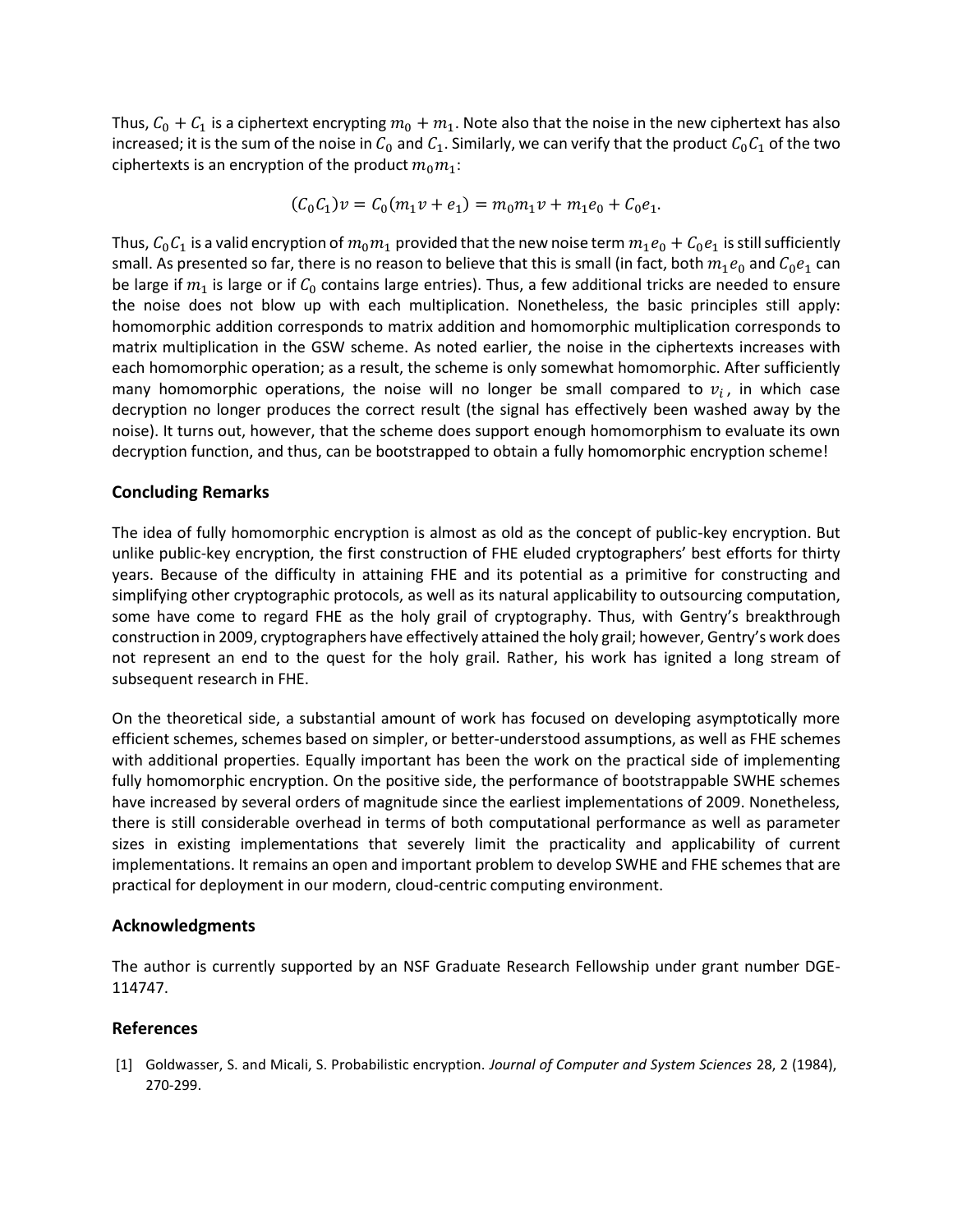Thus, $C_0 + C_1$ is a ciphertext encrypting $m_0 + m_1$. Note also that the noise in the new ciphertext has also increased; it is the sum of the noise in $C_0$ and $C_1$. Similarly, we can verify that the product $C_0C_1$ of the two ciphertexts is an encryption of the product $m_0m_1$:

$$(C_0C_1)v = C_0(m_1v + e_1) = m_0m_1v + m_1e_0 + C_0e_1.$$

Thus, $C_0C_1$ is a valid encryption of $m_0m_1$ provided that the new noise term $m_1e_0 + C_0e_1$ is still sufficiently small. As presented so far, there is no reason to believe that this is small (in fact, both $m_1e_0$ and $C_0e_1$ can be large if $m_1$ is large or if $C_0$ contains large entries). Thus, a few additional tricks are needed to ensure the noise does not blow up with each multiplication. Nonetheless, the basic principles still apply: homomorphic addition corresponds to matrix addition and homomorphic multiplication corresponds to matrix multiplication in the GSW scheme. As noted earlier, the noise in the ciphertexts increases with each homomorphic operation; as a result, the scheme is only somewhat homomorphic. After sufficiently many homomorphic operations, the noise will no longer be small compared to $v_i$, in which case decryption no longer produces the correct result (the signal has effectively been washed away by the noise). It turns out, however, that the scheme does support enough homomorphism to evaluate its own decryption function, and thus, can be bootstrapped to obtain a fully homomorphic encryption scheme!

## Concluding Remarks

The idea of fully homomorphic encryption is almost as old as the concept of public-key encryption. But unlike public-key encryption, the first construction of FHE eluded cryptographers' best efforts for thirty years. Because of the difficulty in attaining FHE and its potential as a primitive for constructing and simplifying other cryptographic protocols, as well as its natural applicability to outsourcing computation, some have come to regard FHE as the holy grail of cryptography. Thus, with Gentry's breakthrough construction in 2009, cryptographers have effectively attained the holy grail; however, Gentry's work does not represent an end to the quest for the holy grail. Rather, his work has ignited a long stream of subsequent research in FHE.

On the theoretical side, a substantial amount of work has focused on developing asymptotically more efficient schemes, schemes based on simpler, or better-understood assumptions, as well as FHE schemes with additional properties. Equally important has been the work on the practical side of implementing fully homomorphic encryption. On the positive side, the performance of bootstrappable SWHE schemes have increased by several orders of magnitude since the earliest implementations of 2009. Nonetheless, there is still considerable overhead in terms of both computational performance as well as parameter sizes in existing implementations that severely limit the practicality and applicability of current implementations. It remains an open and important problem to develop SWHE and FHE schemes that are practical for deployment in our modern, cloud-centric computing environment.

## Acknowledgments

The author is currently supported by an NSF Graduate Research Fellowship under grant number DGE-114747.

## References

[1] Goldwasser, S. and Micali, S. Probabilistic encryption. *Journal of Computer and System Sciences* 28, 2 (1984), 270-299.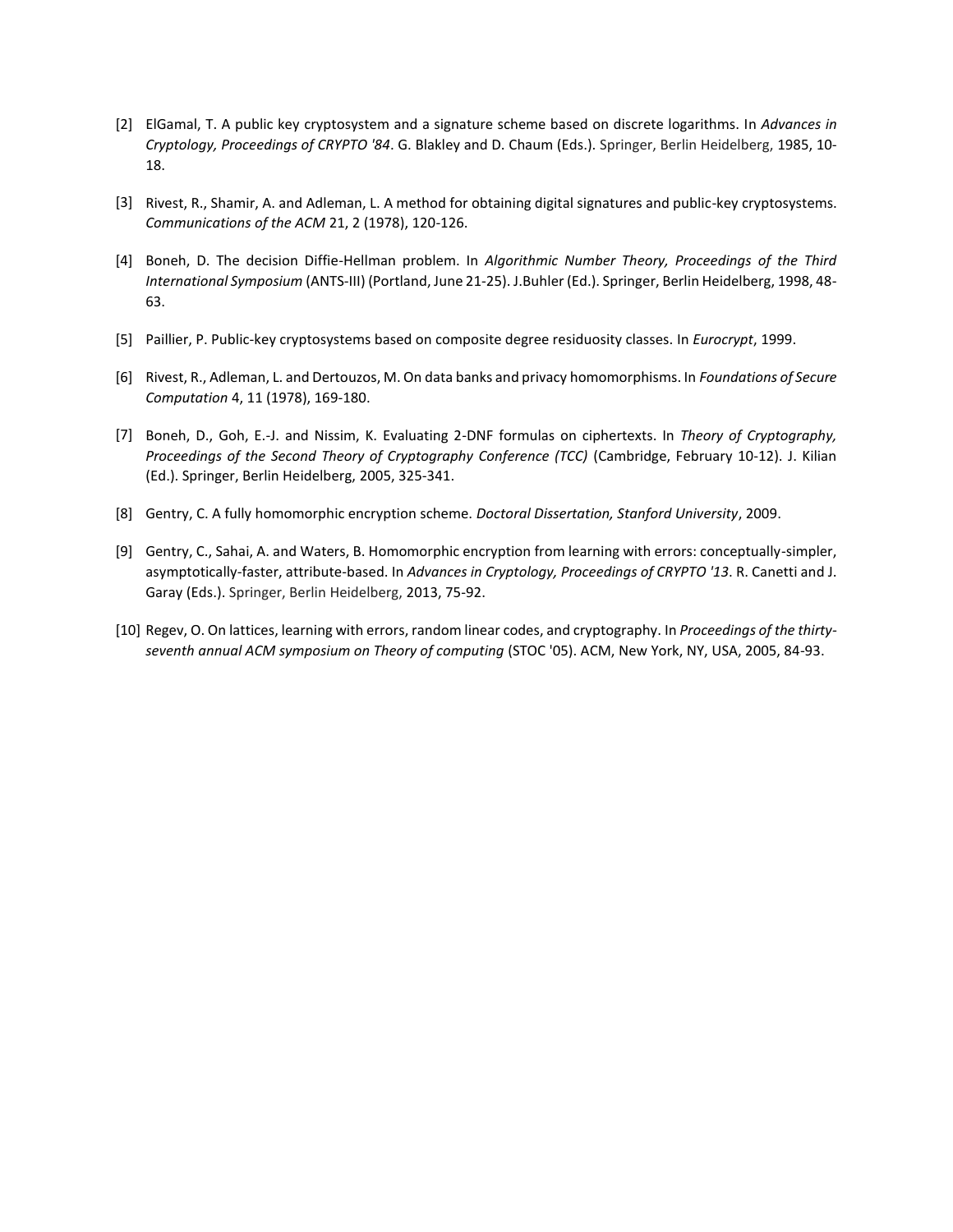[2] ElGamal, T. A public key cryptosystem and a signature scheme based on discrete logarithms. In *Advances in Cryptology, Proceedings of CRYPTO '84*. G. Blakley and D. Chaum (Eds.). Springer, Berlin Heidelberg, 1985, 10-18.

[3] Rivest, R., Shamir, A. and Adleman, L. A method for obtaining digital signatures and public-key cryptosystems. *Communications of the ACM* 21, 2 (1978), 120-126.

[4] Boneh, D. The decision Diffie-Hellman problem. In *Algorithmic Number Theory, Proceedings of the Third International Symposium* (ANTS-III) (Portland, June 21-25). J.Buhler (Ed.). Springer, Berlin Heidelberg, 1998, 48-63.

[5] Paillier, P. Public-key cryptosystems based on composite degree residuosity classes. In *Eurocrypt*, 1999.

[6] Rivest, R., Adleman, L. and Dertouzos, M. On data banks and privacy homomorphisms. In *Foundations of Secure Computation* 4, 11 (1978), 169-180.

[7] Boneh, D., Goh, E.-J. and Nissim, K. Evaluating 2-DNF formulas on ciphertexts. In *Theory of Cryptography, Proceedings of the Second Theory of Cryptography Conference (TCC)* (Cambridge, February 10-12). J. Kilian (Ed.). Springer, Berlin Heidelberg, 2005, 325-341.

[8] Gentry, C. A fully homomorphic encryption scheme. *Doctoral Dissertation, Stanford University*, 2009.

[9] Gentry, C., Sahai, A. and Waters, B. Homomorphic encryption from learning with errors: conceptually-simpler, asymptotically-faster, attribute-based. In *Advances in Cryptology, Proceedings of CRYPTO '13*. R. Canetti and J. Garay (Eds.). Springer, Berlin Heidelberg, 2013, 75-92.

[10] Regev, O. On lattices, learning with errors, random linear codes, and cryptography. In *Proceedings of the thirty-seventh annual ACM symposium on Theory of computing* (STOC '05). ACM, New York, NY, USA, 2005, 84-93.